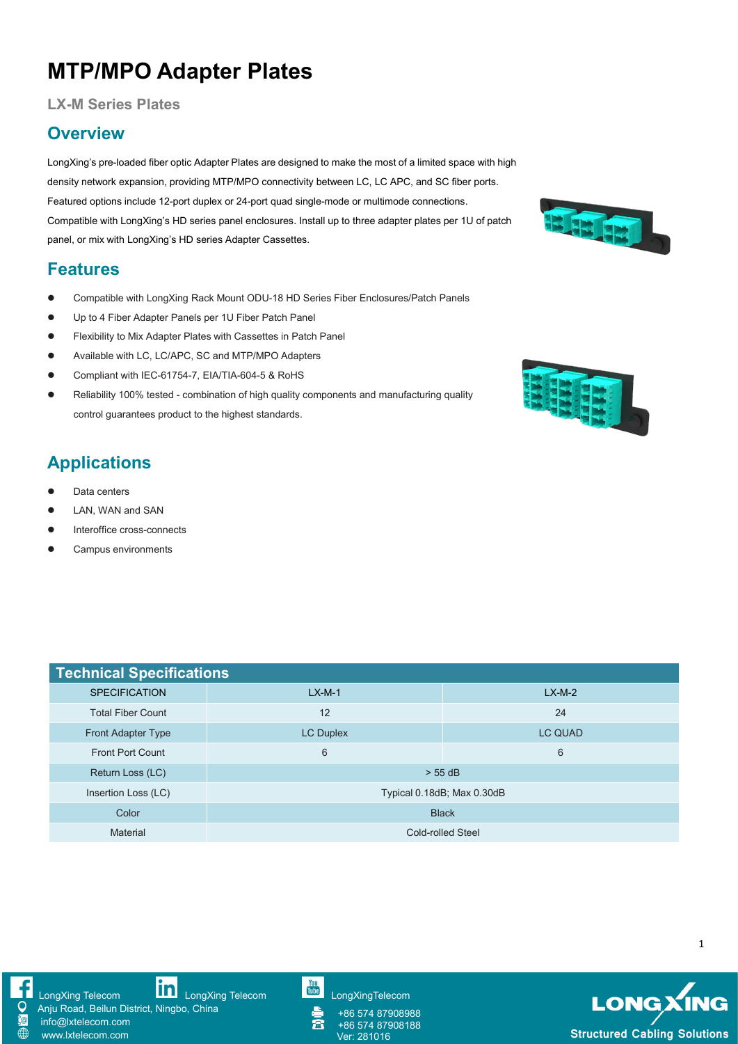# MTP/MPO Adapter Plates

### LX-M Series Plates

## Overview

LongXing's pre-loaded fiber optic Adapter Plates are designed to make the most of a limited space with high density network expansion, providing MTP/MPO connectivity between LC, LC APC, and SC fiber ports. Featured options include 12-port duplex or 24-port quad single-mode or multimode connections. Compatible with LongXing's HD series panel enclosures. Install up to three adapter plates per 1U of patch panel, or mix with LongXing's HD series Adapter Cassettes.

## Features

- Compatible with LongXing Rack Mount ODU-18 HD Series Fiber Enclosures/Patch Panels
- Up to 4 Fiber Adapter Panels per 1U Fiber Patch Panel
- Flexibility to Mix Adapter Plates with Cassettes in Patch Panel
- Available with LC, LC/APC, SC and MTP/MPO Adapters
- Compliant with IEC-61754-7, EIA/TIA-604-5 & RoHS
- Reliability 100% tested - combination of high quality components and manufacturing quality control guarantees product to the highest standards.

## Applications

- Data centers
- LAN, WAN and SAN
- Interoffice cross-connects
- Campus environments

## Technical Specifications

| SPECIFICATION | LX-M-1 | LX-M-2 |
|---|---|---|
| Total Fiber Count | 12 | 24 |
| Front Adapter Type | LC Duplex | LC QUAD |
| Front Port Count | 6 | 6 |
| Return Loss (LC) | > 55 dB | |
| Insertion Loss (LC) | Typical 0.18dB; Max 0.30dB | |
| Color | Black | |
| Material | Cold-rolled Steel | |

LongXing Telecom LongXing Telecom LongXingTelecom

Anju Road, Beilun District, Ningbo, China

info@lxtelecom.com

www.lxtelecom.com

+86 574 87908988

+86 574 87908188

Ver: 281016

LONGXING Structured Cabling Solutions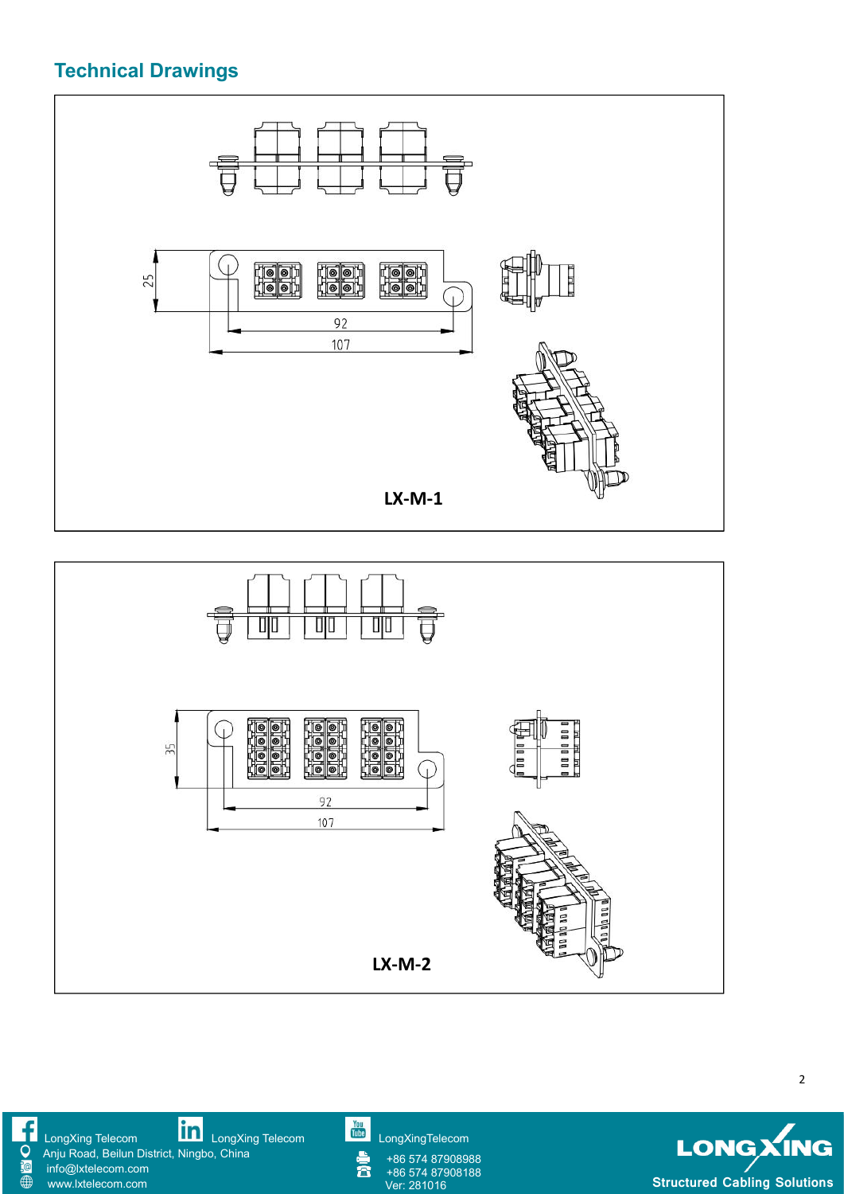## Technical Drawings

25

92

107

**LX-M-1**

35

92

107

**LX-M-2**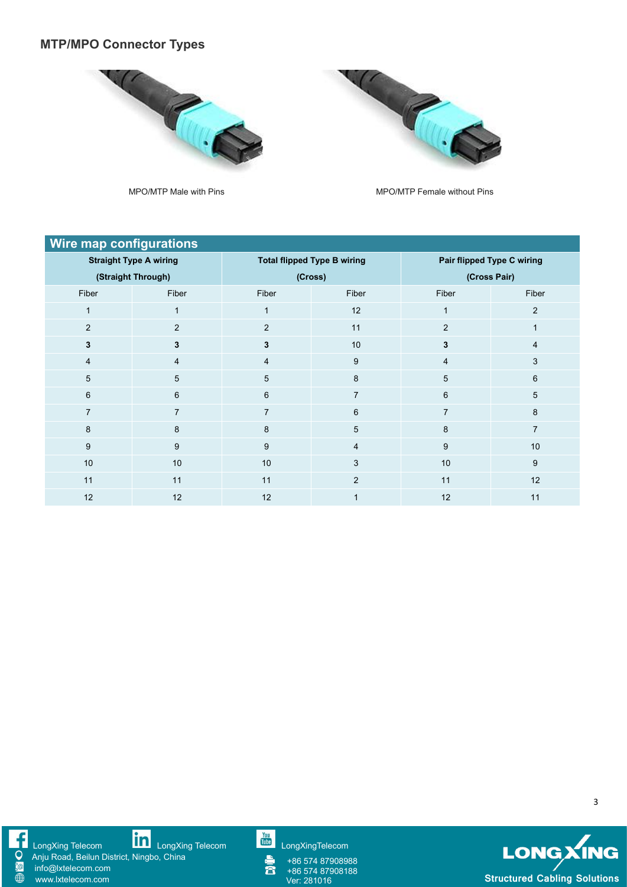## MTP/MPO Connector Types

MPO/MTP Male with Pins

MPO/MTP Female without Pins

## Wire map configurations

| Straight Type A wiring (Straight Through) | | Total flipped Type B wiring (Cross) | | Pair flipped Type C wiring (Cross Pair) | |
|---|---|---|---|---|---|
| Fiber | Fiber | Fiber | Fiber | Fiber | Fiber |
| 1 | 1 | 1 | 12 | 1 | 2 |
| 2 | 2 | 2 | 11 | 2 | 1 |
| **3** | **3** | **3** | 10 | **3** | 4 |
| 4 | 4 | 4 | 9 | 4 | 3 |
| 5 | 5 | 5 | 8 | 5 | 6 |
| 6 | 6 | 6 | 7 | 6 | 5 |
| 7 | 7 | 7 | 6 | 7 | 8 |
| 8 | 8 | 8 | 5 | 8 | 7 |
| 9 | 9 | 9 | 4 | 9 | 10 |
| 10 | 10 | 10 | 3 | 10 | 9 |
| 11 | 11 | 11 | 2 | 11 | 12 |
| 12 | 12 | 12 | 1 | 12 | 11 |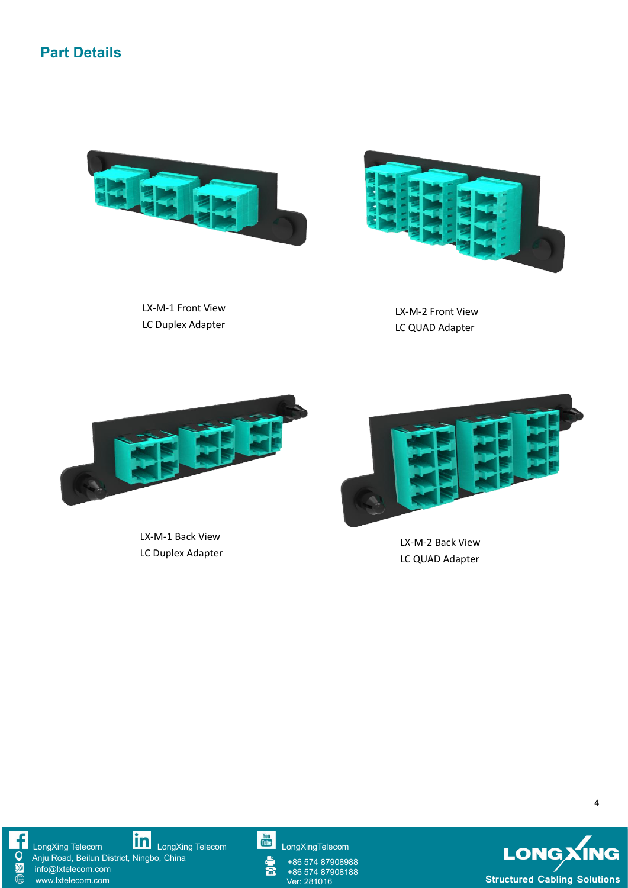## Part Details

LX-M-1 Front View
LC Duplex Adapter

LX-M-2 Front View
LC QUAD Adapter

LX-M-1 Back View
LC Duplex Adapter

LX-M-2 Back View
LC QUAD Adapter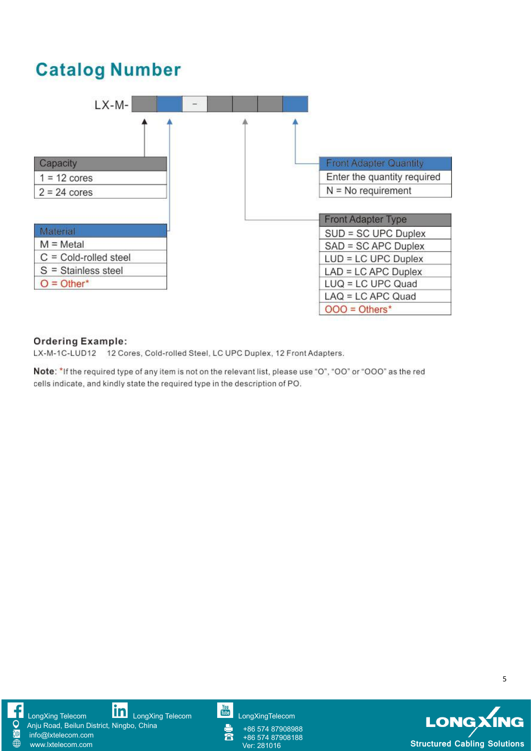# Catalog Number

LX-M- [ ] [ ] – [ ] [ ] [ ] [ ]

| Capacity |
| --- |
| 1 = 12 cores |
| 2 = 24 cores |

| Material |
| --- |
| M = Metal |
| C = Cold-rolled steel |
| S = Stainless steel |
| O = Other* |

| Front Adapter Quantity |
| --- |
| Enter the quantity required |
| N = No requirement |

| Front Adapter Type |
| --- |
| SUD = SC UPC Duplex |
| SAD = SC APC Duplex |
| LUD = LC UPC Duplex |
| LAD = LC APC Duplex |
| LUQ = LC UPC Quad |
| LAQ = LC APC Quad |
| OOO = Others* |

**Ordering Example:**

LX-M-1C-LUD12 12 Cores, Cold-rolled Steel, LC UPC Duplex, 12 Front Adapters.

**Note**: *If the required type of any item is not on the relevant list, please use "O", "OO" or "OOO" as the red cells indicate, and kindly state the required type in the description of PO.

LongXing Telecom
LongXing Telecom
LongXingTelecom
Anju Road, Beilun District, Ningbo, China
info@lxtelecom.com
www.lxtelecom.com
+86 574 87908988
+86 574 87908188
Ver: 281016

LONGXING
Structured Cabling Solutions